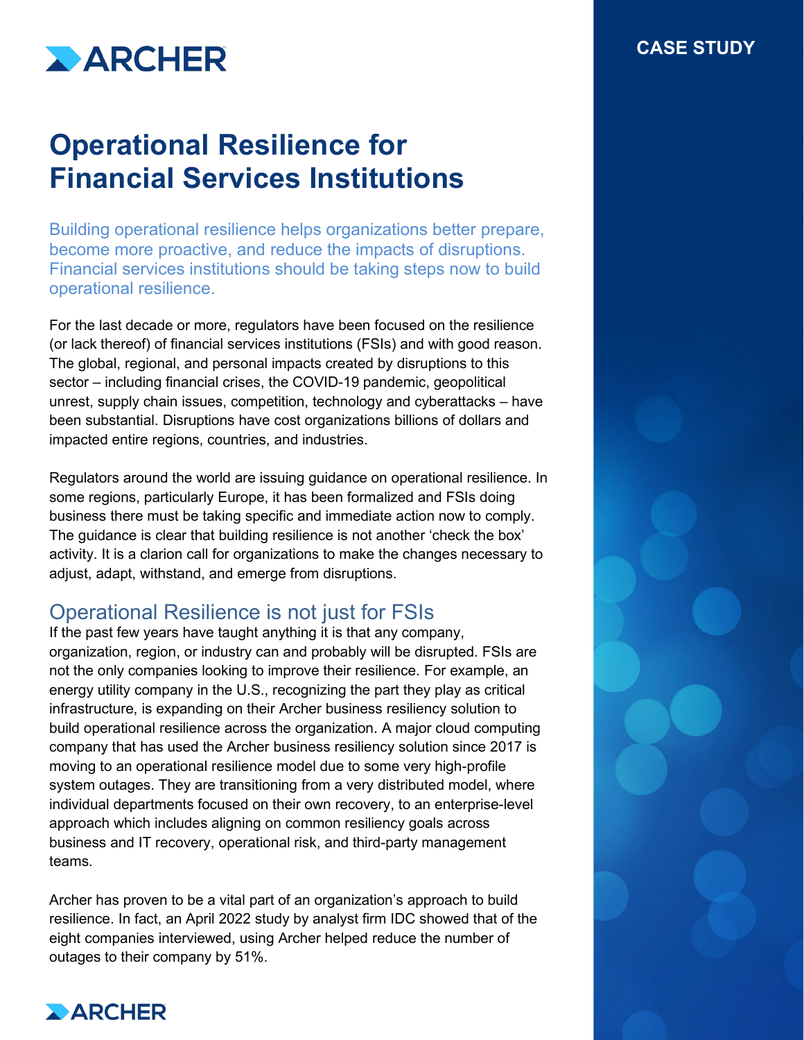CASE STUDY

# Operational Resilience for Financial Services Institutions

Building operational resilience helps organizations better prepare, become more proactive, and reduce the impacts of disruptions. Financial services institutions should be taking steps now to build operational resilience.

For the last decade or more, regulators have been focused on the resilience (or lack thereof) of financial services institutions (FSIs) and with good reason. The global, regional, and personal impacts created by disruptions to this sector – including financial crises, the COVID-19 pandemic, geopolitical unrest, supply chain issues, competition, technology and cyberattacks – have been substantial. Disruptions have cost organizations billions of dollars and impacted entire regions, countries, and industries.

Regulators around the world are issuing guidance on operational resilience. In some regions, particularly Europe, it has been formalized and FSIs doing business there must be taking specific and immediate action now to comply. The guidance is clear that building resilience is not another 'check the box' activity. It is a clarion call for organizations to make the changes necessary to adjust, adapt, withstand, and emerge from disruptions.

## Operational Resilience is not just for FSIs

If the past few years have taught anything it is that any company, organization, region, or industry can and probably will be disrupted. FSIs are not the only companies looking to improve their resilience. For example, an energy utility company in the U.S., recognizing the part they play as critical infrastructure, is expanding on their Archer business resiliency solution to build operational resilience across the organization. A major cloud computing company that has used the Archer business resiliency solution since 2017 is moving to an operational resilience model due to some very high-profile system outages. They are transitioning from a very distributed model, where individual departments focused on their own recovery, to an enterprise-level approach which includes aligning on common resiliency goals across business and IT recovery, operational risk, and third-party management teams.

Archer has proven to be a vital part of an organization's approach to build resilience. In fact, an April 2022 study by analyst firm IDC showed that of the eight companies interviewed, using Archer helped reduce the number of outages to their company by 51%.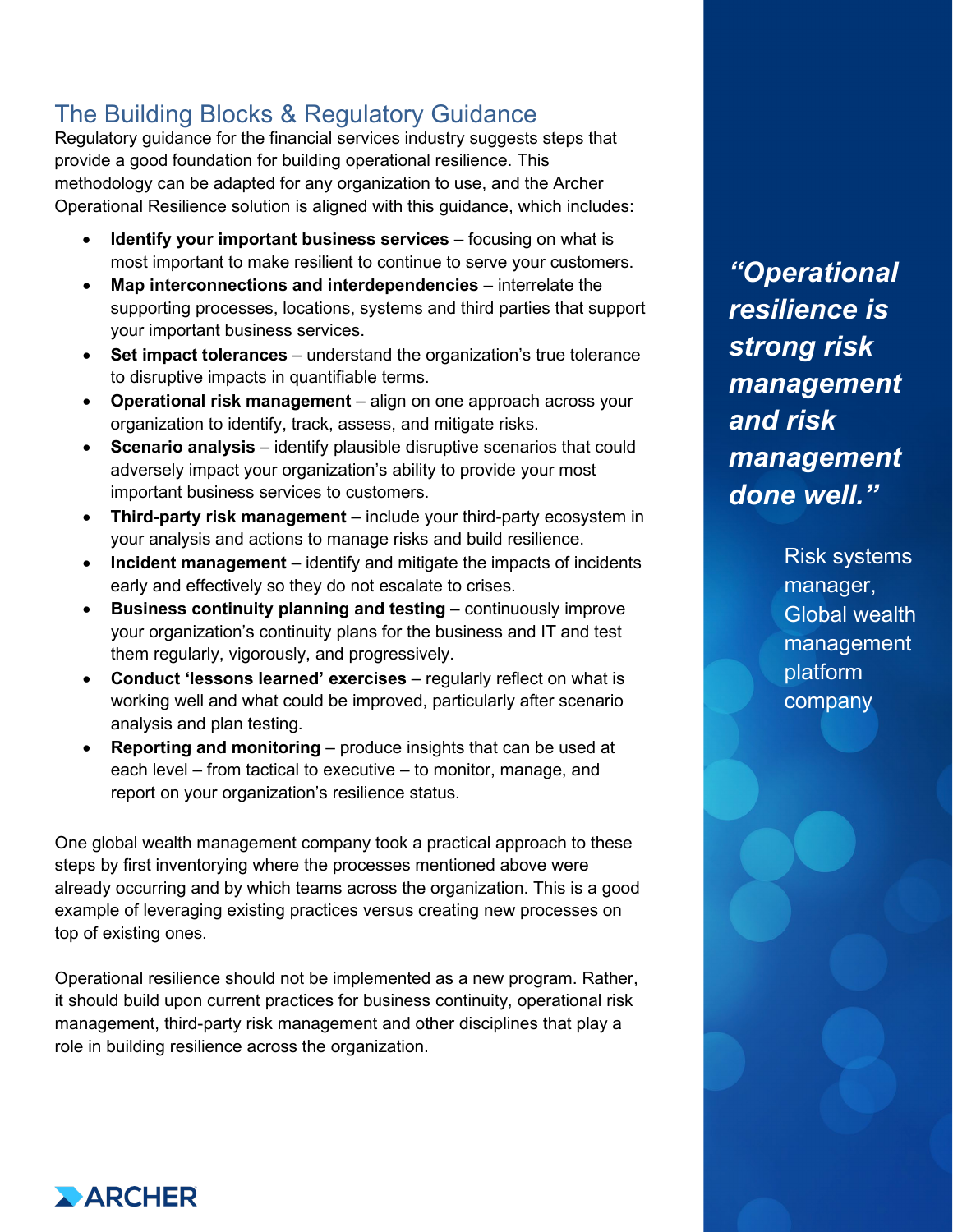## The Building Blocks & Regulatory Guidance

Regulatory guidance for the financial services industry suggests steps that provide a good foundation for building operational resilience. This methodology can be adapted for any organization to use, and the Archer Operational Resilience solution is aligned with this guidance, which includes:

- **Identify your important business services** – focusing on what is most important to make resilient to continue to serve your customers.
- **Map interconnections and interdependencies** – interrelate the supporting processes, locations, systems and third parties that support your important business services.
- **Set impact tolerances** – understand the organization's true tolerance to disruptive impacts in quantifiable terms.
- **Operational risk management** – align on one approach across your organization to identify, track, assess, and mitigate risks.
- **Scenario analysis** – identify plausible disruptive scenarios that could adversely impact your organization's ability to provide your most important business services to customers.
- **Third-party risk management** – include your third-party ecosystem in your analysis and actions to manage risks and build resilience.
- **Incident management** – identify and mitigate the impacts of incidents early and effectively so they do not escalate to crises.
- **Business continuity planning and testing** – continuously improve your organization's continuity plans for the business and IT and test them regularly, vigorously, and progressively.
- **Conduct 'lessons learned' exercises** – regularly reflect on what is working well and what could be improved, particularly after scenario analysis and plan testing.
- **Reporting and monitoring** – produce insights that can be used at each level – from tactical to executive – to monitor, manage, and report on your organization's resilience status.

One global wealth management company took a practical approach to these steps by first inventorying where the processes mentioned above were already occurring and by which teams across the organization. This is a good example of leveraging existing practices versus creating new processes on top of existing ones.

Operational resilience should not be implemented as a new program. Rather, it should build upon current practices for business continuity, operational risk management, third-party risk management and other disciplines that play a role in building resilience across the organization.

***"Operational resilience is strong risk management and risk management done well."***

Risk systems manager, Global wealth management platform company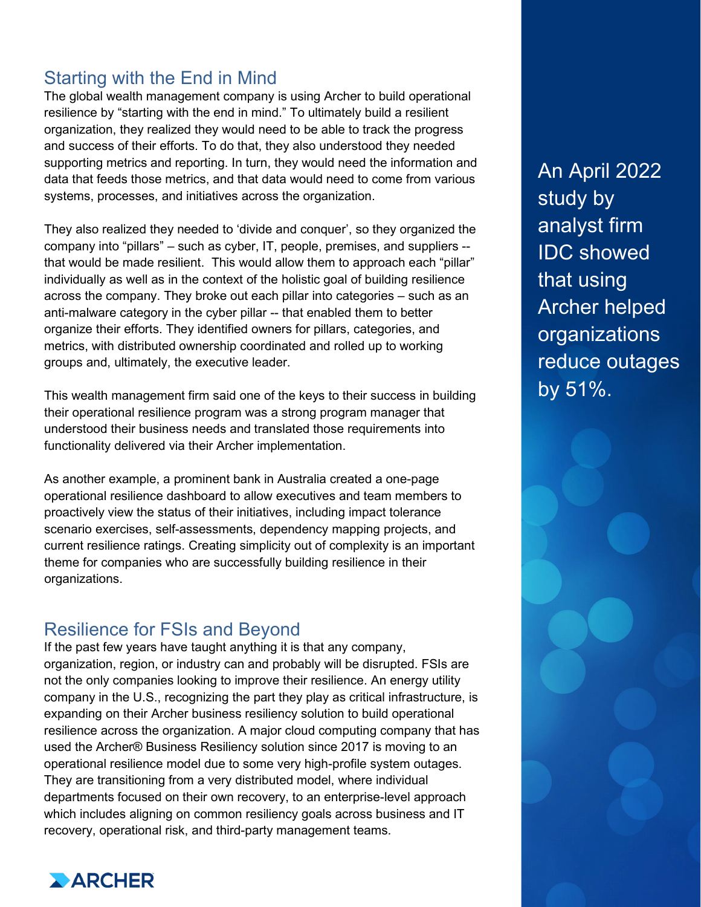## Starting with the End in Mind

The global wealth management company is using Archer to build operational resilience by "starting with the end in mind." To ultimately build a resilient organization, they realized they would need to be able to track the progress and success of their efforts. To do that, they also understood they needed supporting metrics and reporting. In turn, they would need the information and data that feeds those metrics, and that data would need to come from various systems, processes, and initiatives across the organization.

They also realized they needed to 'divide and conquer', so they organized the company into "pillars" – such as cyber, IT, people, premises, and suppliers -- that would be made resilient. This would allow them to approach each "pillar" individually as well as in the context of the holistic goal of building resilience across the company. They broke out each pillar into categories – such as an anti-malware category in the cyber pillar -- that enabled them to better organize their efforts. They identified owners for pillars, categories, and metrics, with distributed ownership coordinated and rolled up to working groups and, ultimately, the executive leader.

This wealth management firm said one of the keys to their success in building their operational resilience program was a strong program manager that understood their business needs and translated those requirements into functionality delivered via their Archer implementation.

As another example, a prominent bank in Australia created a one-page operational resilience dashboard to allow executives and team members to proactively view the status of their initiatives, including impact tolerance scenario exercises, self-assessments, dependency mapping projects, and current resilience ratings. Creating simplicity out of complexity is an important theme for companies who are successfully building resilience in their organizations.

> An April 2022 study by analyst firm IDC showed that using Archer helped organizations reduce outages by 51%.

## Resilience for FSIs and Beyond

If the past few years have taught anything it is that any company, organization, region, or industry can and probably will be disrupted. FSIs are not the only companies looking to improve their resilience. An energy utility company in the U.S., recognizing the part they play as critical infrastructure, is expanding on their Archer business resiliency solution to build operational resilience across the organization. A major cloud computing company that has used the Archer® Business Resiliency solution since 2017 is moving to an operational resilience model due to some very high-profile system outages. They are transitioning from a very distributed model, where individual departments focused on their own recovery, to an enterprise-level approach which includes aligning on common resiliency goals across business and IT recovery, operational risk, and third-party management teams.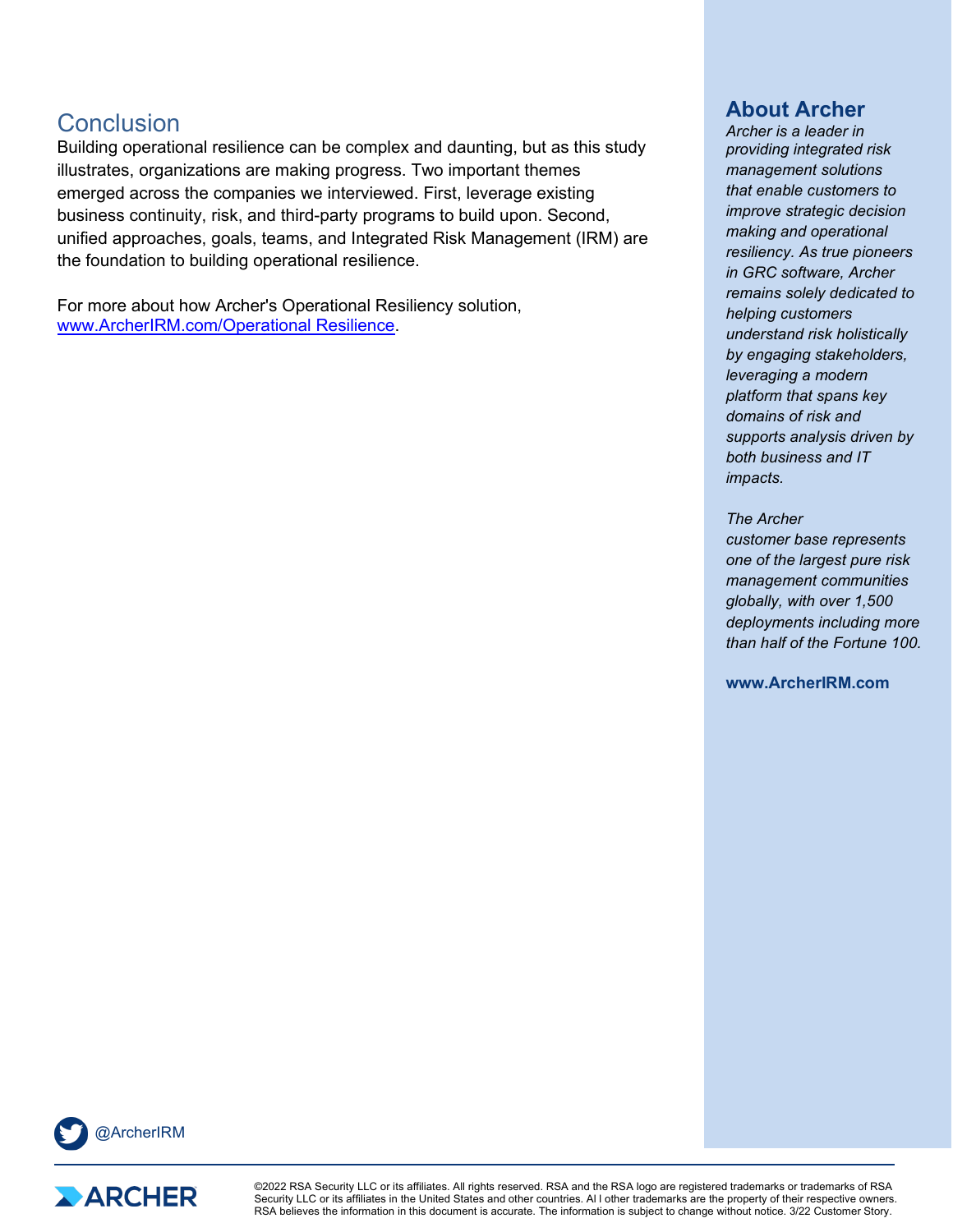## Conclusion

Building operational resilience can be complex and daunting, but as this study illustrates, organizations are making progress. Two important themes emerged across the companies we interviewed. First, leverage existing business continuity, risk, and third-party programs to build upon. Second, unified approaches, goals, teams, and Integrated Risk Management (IRM) are the foundation to building operational resilience.

For more about how Archer's Operational Resiliency solution, [www.ArcherIRM.com/Operational Resilience](www.ArcherIRM.com/Operational Resilience).

## About Archer

*Archer is a leader in providing integrated risk management solutions that enable customers to improve strategic decision making and operational resiliency. As true pioneers in GRC software, Archer remains solely dedicated to helping customers understand risk holistically by engaging stakeholders, leveraging a modern platform that spans key domains of risk and supports analysis driven by both business and IT impacts.*

*The Archer customer base represents one of the largest pure risk management communities globally, with over 1,500 deployments including more than half of the Fortune 100.*

**www.ArcherIRM.com**

@ArcherIRM

ARCHER

©2022 RSA Security LLC or its affiliates. All rights reserved. RSA and the RSA logo are registered trademarks or trademarks of RSA Security LLC or its affiliates in the United States and other countries. Al l other trademarks are the property of their respective owners. RSA believes the information in this document is accurate. The information is subject to change without notice. 3/22 Customer Story.